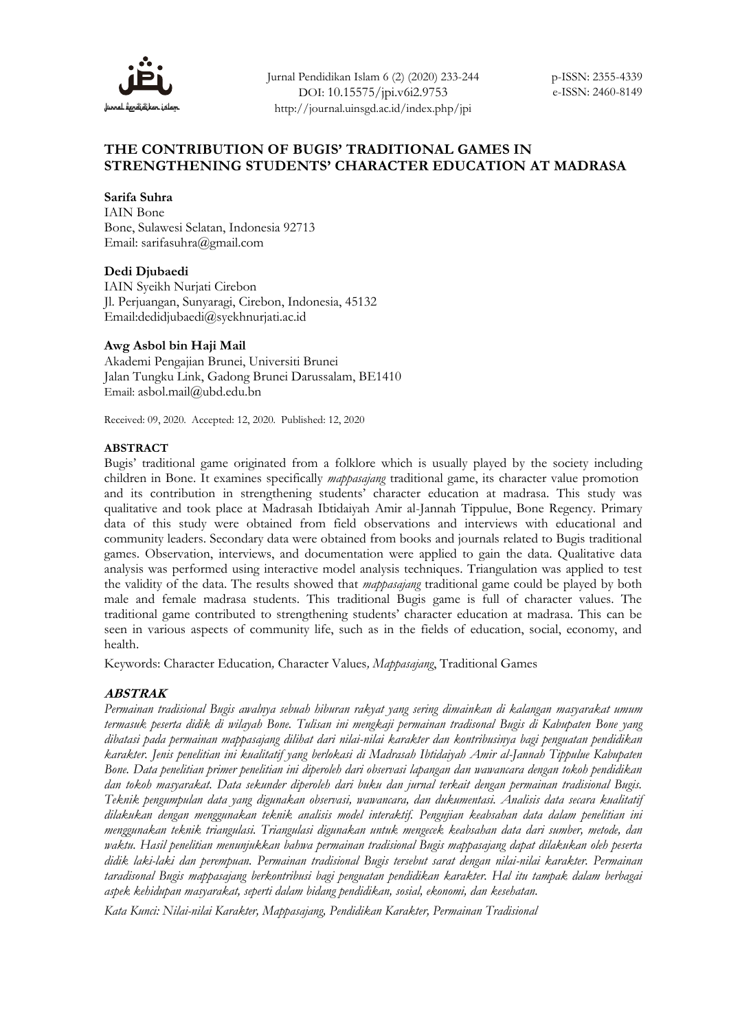Jurnal Pendidikan Islam 6 (2) (2020) 233-244
DOI: 10.15575/jpi.v6i2.9753
http://journal.uinsgd.ac.id/index.php/jpi

p-ISSN: 2355-4339
e-ISSN: 2460-8149

# THE CONTRIBUTION OF BUGIS' TRADITIONAL GAMES IN STRENGTHENING STUDENTS' CHARACTER EDUCATION AT MADRASA

**Sarifa Suhra**
IAIN Bone
Bone, Sulawesi Selatan, Indonesia 92713
Email: sarifasuhra@gmail.com

**Dedi Djubaedi**
IAIN Syeikh Nurjati Cirebon
Jl. Perjuangan, Sunyaragi, Cirebon, Indonesia, 45132
Email:dedidjubaedi@syekhnurjati.ac.id

**Awg Asbol bin Haji Mail**
Akademi Pengajian Brunei, Universiti Brunei
Jalan Tungku Link, Gadong Brunei Darussalam, BE1410
Email: asbol.mail@ubd.edu.bn

Received: 09, 2020. Accepted: 12, 2020. Published: 12, 2020

## ABSTRACT

Bugis' traditional game originated from a folklore which is usually played by the society including children in Bone. It examines specifically *mappasajang* traditional game, its character value promotion and its contribution in strengthening students' character education at madrasa. This study was qualitative and took place at Madrasah Ibtidaiyah Amir al-Jannah Tippulue, Bone Regency. Primary data of this study were obtained from field observations and interviews with educational and community leaders. Secondary data were obtained from books and journals related to Bugis traditional games. Observation, interviews, and documentation were applied to gain the data. Qualitative data analysis was performed using interactive model analysis techniques. Triangulation was applied to test the validity of the data. The results showed that *mappasajang* traditional game could be played by both male and female madrasa students. This traditional Bugis game is full of character values. The traditional game contributed to strengthening students' character education at madrasa. This can be seen in various aspects of community life, such as in the fields of education, social, economy, and health.

Keywords: Character Education*,* Character Values*, Mappasajang*, Traditional Games

## *ABSTRAK*

*Permainan tradisional Bugis awalnya sebuah hiburan rakyat yang sering dimainkan di kalangan masyarakat umum termasuk peserta didik di wilayah Bone. Tulisan ini mengkaji permainan tradisonal Bugis di Kabupaten Bone yang dibatasi pada permainan mappasajang dilihat dari nilai-nilai karakter dan kontribusinya bagi penguatan pendidikan karakter. Jenis penelitian ini kualitatif yang berlokasi di Madrasah Ibtidaiyah Amir al-Jannah Tippulue Kabupaten Bone. Data penelitian primer penelitian ini diperoleh dari observasi lapangan dan wawancara dengan tokoh pendidikan dan tokoh masyarakat. Data sekunder diperoleh dari buku dan jurnal terkait dengan permainan tradisional Bugis. Teknik pengumpulan data yang digunakan observasi, wawancara, dan dukumentasi. Analisis data secara kualitatif dilakukan dengan menggunakan teknik analisis model interaktif. Pengujian keabsahan data dalam penelitian ini menggunakan teknik triangulasi. Triangulasi digunakan untuk mengecek keabsahan data dari sumber, metode, dan waktu. Hasil penelitian menunjukkan bahwa permainan tradisional Bugis mappasajang dapat dilakukan oleh peserta didik laki-laki dan perempuan. Permainan tradisional Bugis tersebut sarat dengan nilai-nilai karakter. Permainan taradisonal Bugis mappasajang berkontribusi bagi penguatan pendidikan karakter. Hal itu tampak dalam berbagai aspek kehidupan masyarakat, seperti dalam bidang pendidikan, sosial, ekonomi, dan kesehatan.*

*Kata Kunci: Nilai-nilai Karakter, Mappasajang, Pendidikan Karakter, Permainan Tradisional*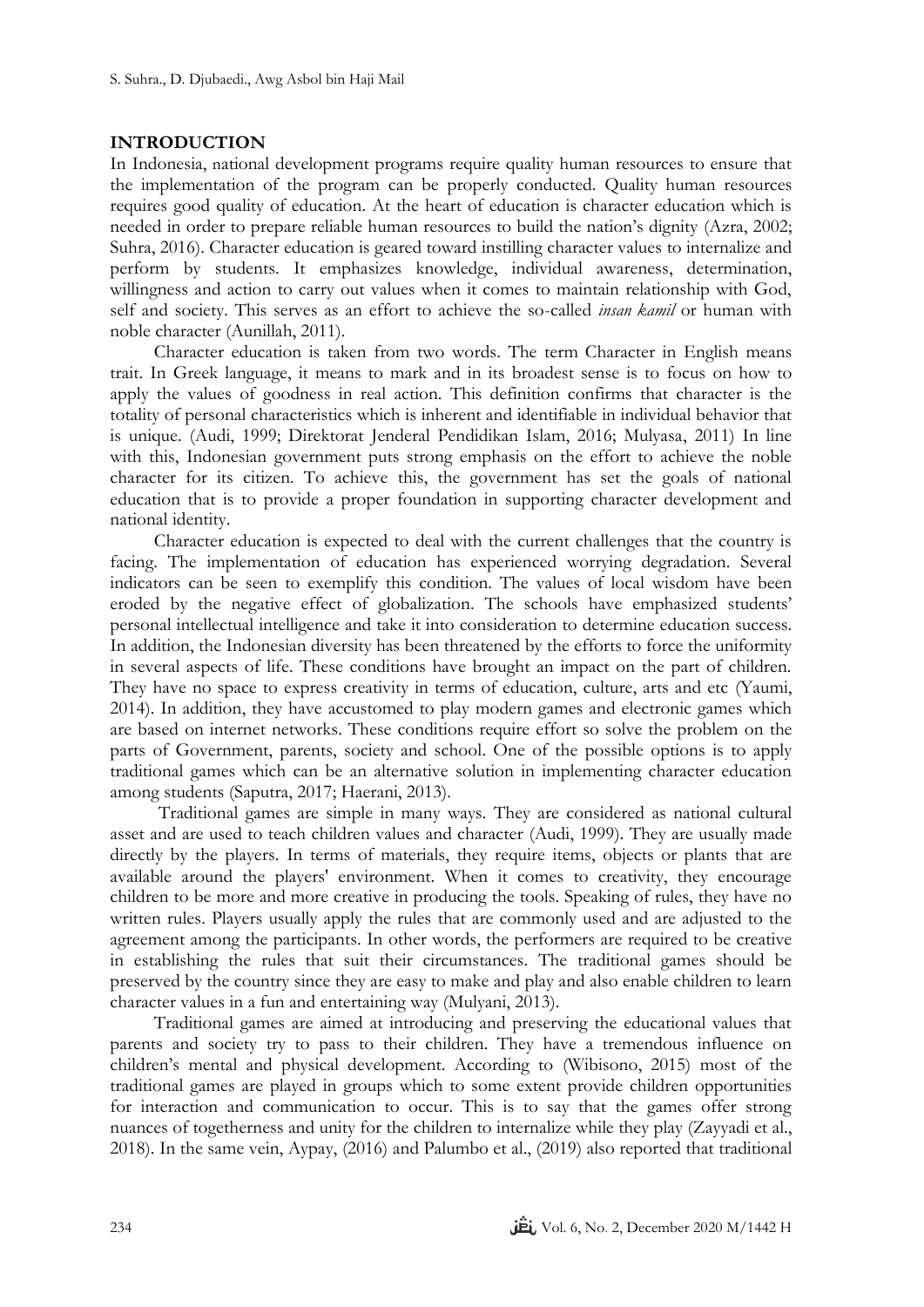## INTRODUCTION

In Indonesia, national development programs require quality human resources to ensure that the implementation of the program can be properly conducted. Quality human resources requires good quality of education. At the heart of education is character education which is needed in order to prepare reliable human resources to build the nation's dignity (Azra, 2002; Suhra, 2016). Character education is geared toward instilling character values to internalize and perform by students. It emphasizes knowledge, individual awareness, determination, willingness and action to carry out values when it comes to maintain relationship with God, self and society. This serves as an effort to achieve the so-called *insan kamil* or human with noble character (Aunillah, 2011).

Character education is taken from two words. The term Character in English means trait. In Greek language, it means to mark and in its broadest sense is to focus on how to apply the values of goodness in real action. This definition confirms that character is the totality of personal characteristics which is inherent and identifiable in individual behavior that is unique. (Audi, 1999; Direktorat Jenderal Pendidikan Islam, 2016; Mulyasa, 2011) In line with this, Indonesian government puts strong emphasis on the effort to achieve the noble character for its citizen. To achieve this, the government has set the goals of national education that is to provide a proper foundation in supporting character development and national identity.

Character education is expected to deal with the current challenges that the country is facing. The implementation of education has experienced worrying degradation. Several indicators can be seen to exemplify this condition. The values of local wisdom have been eroded by the negative effect of globalization. The schools have emphasized students' personal intellectual intelligence and take it into consideration to determine education success. In addition, the Indonesian diversity has been threatened by the efforts to force the uniformity in several aspects of life. These conditions have brought an impact on the part of children. They have no space to express creativity in terms of education, culture, arts and etc (Yaumi, 2014). In addition, they have accustomed to play modern games and electronic games which are based on internet networks. These conditions require effort so solve the problem on the parts of Government, parents, society and school. One of the possible options is to apply traditional games which can be an alternative solution in implementing character education among students (Saputra, 2017; Haerani, 2013).

Traditional games are simple in many ways. They are considered as national cultural asset and are used to teach children values and character (Audi, 1999). They are usually made directly by the players. In terms of materials, they require items, objects or plants that are available around the players' environment. When it comes to creativity, they encourage children to be more and more creative in producing the tools. Speaking of rules, they have no written rules. Players usually apply the rules that are commonly used and are adjusted to the agreement among the participants. In other words, the performers are required to be creative in establishing the rules that suit their circumstances. The traditional games should be preserved by the country since they are easy to make and play and also enable children to learn character values in a fun and entertaining way (Mulyani, 2013).

Traditional games are aimed at introducing and preserving the educational values that parents and society try to pass to their children. They have a tremendous influence on children's mental and physical development. According to (Wibisono, 2015) most of the traditional games are played in groups which to some extent provide children opportunities for interaction and communication to occur. This is to say that the games offer strong nuances of togetherness and unity for the children to internalize while they play (Zayyadi et al., 2018). In the same vein, Aypay, (2016) and Palumbo et al., (2019) also reported that traditional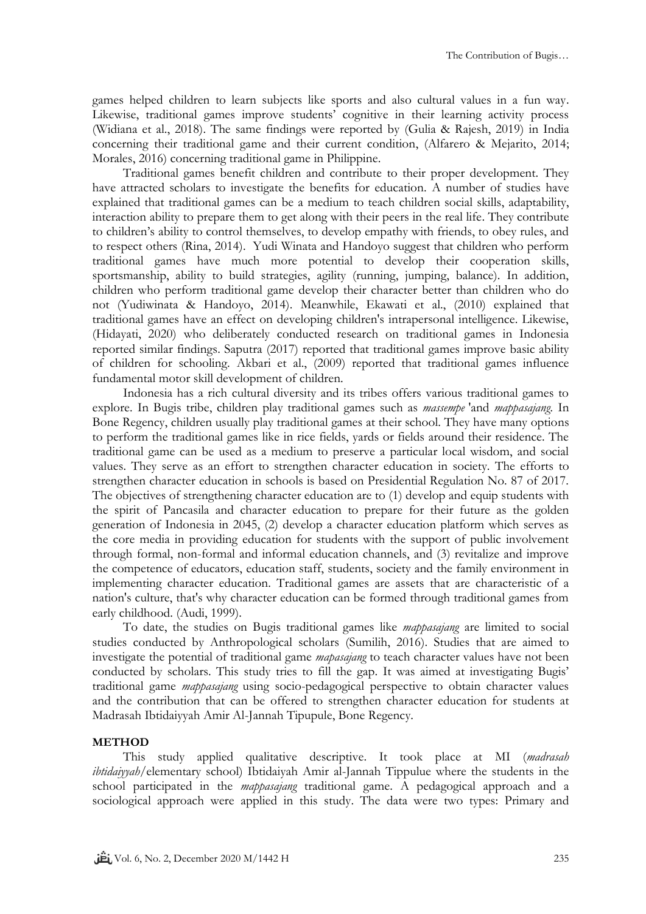games helped children to learn subjects like sports and also cultural values in a fun way. Likewise, traditional games improve students' cognitive in their learning activity process (Widiana et al., 2018). The same findings were reported by (Gulia & Rajesh, 2019) in India concerning their traditional game and their current condition, (Alfarero & Mejarito, 2014; Morales, 2016) concerning traditional game in Philippine.

Traditional games benefit children and contribute to their proper development. They have attracted scholars to investigate the benefits for education. A number of studies have explained that traditional games can be a medium to teach children social skills, adaptability, interaction ability to prepare them to get along with their peers in the real life. They contribute to children's ability to control themselves, to develop empathy with friends, to obey rules, and to respect others (Rina, 2014). Yudi Winata and Handoyo suggest that children who perform traditional games have much more potential to develop their cooperation skills, sportsmanship, ability to build strategies, agility (running, jumping, balance). In addition, children who perform traditional game develop their character better than children who do not (Yudiwinata & Handoyo, 2014). Meanwhile, Ekawati et al., (2010) explained that traditional games have an effect on developing children's intrapersonal intelligence. Likewise, (Hidayati, 2020) who deliberately conducted research on traditional games in Indonesia reported similar findings. Saputra (2017) reported that traditional games improve basic ability of children for schooling. Akbari et al., (2009) reported that traditional games influence fundamental motor skill development of children.

Indonesia has a rich cultural diversity and its tribes offers various traditional games to explore. In Bugis tribe, children play traditional games such as *massempe* 'and *mappasajang*. In Bone Regency, children usually play traditional games at their school. They have many options to perform the traditional games like in rice fields, yards or fields around their residence. The traditional game can be used as a medium to preserve a particular local wisdom, and social values. They serve as an effort to strengthen character education in society. The efforts to strengthen character education in schools is based on Presidential Regulation No. 87 of 2017. The objectives of strengthening character education are to (1) develop and equip students with the spirit of Pancasila and character education to prepare for their future as the golden generation of Indonesia in 2045, (2) develop a character education platform which serves as the core media in providing education for students with the support of public involvement through formal, non-formal and informal education channels, and (3) revitalize and improve the competence of educators, education staff, students, society and the family environment in implementing character education. Traditional games are assets that are characteristic of a nation's culture, that's why character education can be formed through traditional games from early childhood. (Audi, 1999).

To date, the studies on Bugis traditional games like *mappasajang* are limited to social studies conducted by Anthropological scholars (Sumilih, 2016). Studies that are aimed to investigate the potential of traditional game *mapasajang* to teach character values have not been conducted by scholars. This study tries to fill the gap. It was aimed at investigating Bugis' traditional game *mappasajang* using socio-pedagogical perspective to obtain character values and the contribution that can be offered to strengthen character education for students at Madrasah Ibtidaiyyah Amir Al-Jannah Tipupule, Bone Regency.

## METHOD

This study applied qualitative descriptive. It took place at MI (*madrasah ibtidaiyyah*/elementary school) Ibtidaiyah Amir al-Jannah Tippulue where the students in the school participated in the *mappasajang* traditional game. A pedagogical approach and a sociological approach were applied in this study. The data were two types: Primary and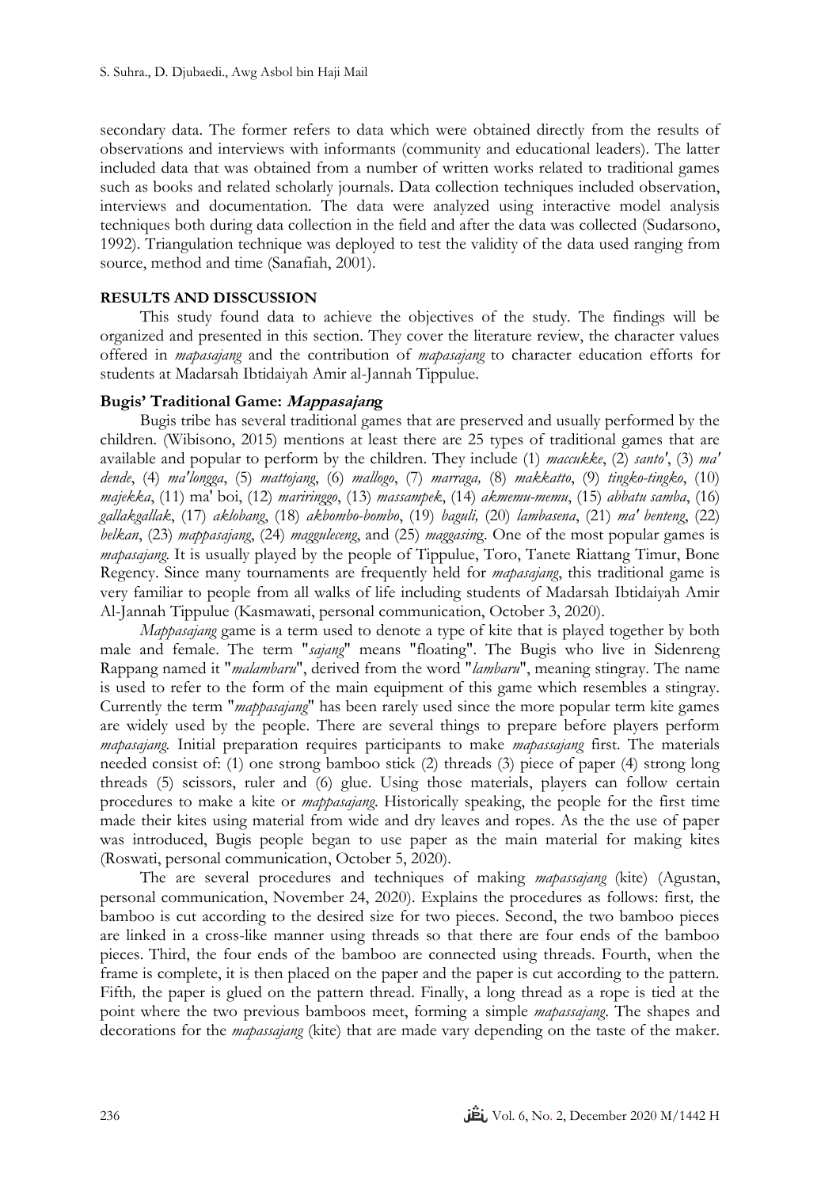secondary data. The former refers to data which were obtained directly from the results of observations and interviews with informants (community and educational leaders). The latter included data that was obtained from a number of written works related to traditional games such as books and related scholarly journals. Data collection techniques included observation, interviews and documentation. The data were analyzed using interactive model analysis techniques both during data collection in the field and after the data was collected (Sudarsono, 1992). Triangulation technique was deployed to test the validity of the data used ranging from source, method and time (Sanafiah, 2001).

## RESULTS AND DISSCUSSION

This study found data to achieve the objectives of the study. The findings will be organized and presented in this section. They cover the literature review, the character values offered in *mapasajang* and the contribution of *mapasajang* to character education efforts for students at Madarsah Ibtidaiyah Amir al-Jannah Tippulue.

### Bugis' Traditional Game: *Mappasajang*

Bugis tribe has several traditional games that are preserved and usually performed by the children. (Wibisono, 2015) mentions at least there are 25 types of traditional games that are available and popular to perform by the children. They include (1) *maccukke*, (2) *santo'*, (3) *ma' dende*, (4) *ma'longga*, (5) *mattojang*, (6) *mallogo*, (7) *marraga,* (8) *makkatto*, (9) *tingko-tingko*, (10) *majekka*, (11) ma' boi, (12) *mariringgo*, (13) *massampek*, (14) *akmemu-memu*, (15) *abbatu samba*, (16) *gallakgallak*, (17) *aklobang*, (18) *akbombo-bombo*, (19) *baguli,* (20) *lambasena*, (21) *ma' benteng*, (22) *belkan*, (23) *mappasajang*, (24) *magguleceng*, and (25) *maggasing*. One of the most popular games is *mapasajang.* It is usually played by the people of Tippulue, Toro, Tanete Riattang Timur, Bone Regency. Since many tournaments are frequently held for *mapasajang*, this traditional game is very familiar to people from all walks of life including students of Madarsah Ibtidaiyah Amir Al-Jannah Tippulue (Kasmawati, personal communication, October 3, 2020).

*Mappasajang* game is a term used to denote a type of kite that is played together by both male and female. The term "*sajang*" means "floating". The Bugis who live in Sidenreng Rappang named it "*malambaru*", derived from the word "*lambaru*", meaning stingray. The name is used to refer to the form of the main equipment of this game which resembles a stingray. Currently the term "*mappasajang*" has been rarely used since the more popular term kite games are widely used by the people. There are several things to prepare before players perform *mapasajang.* Initial preparation requires participants to make *mapassajang* first. The materials needed consist of: (1) one strong bamboo stick (2) threads (3) piece of paper (4) strong long threads (5) scissors, ruler and (6) glue. Using those materials, players can follow certain procedures to make a kite or *mappasajang*. Historically speaking, the people for the first time made their kites using material from wide and dry leaves and ropes. As the the use of paper was introduced, Bugis people began to use paper as the main material for making kites (Roswati, personal communication, October 5, 2020).

The are several procedures and techniques of making *mapassajang* (kite) (Agustan, personal communication, November 24, 2020). Explains the procedures as follows: first*,* the bamboo is cut according to the desired size for two pieces. Second, the two bamboo pieces are linked in a cross-like manner using threads so that there are four ends of the bamboo pieces. Third, the four ends of the bamboo are connected using threads. Fourth, when the frame is complete, it is then placed on the paper and the paper is cut according to the pattern. Fifth*,* the paper is glued on the pattern thread. Finally, a long thread as a rope is tied at the point where the two previous bamboos meet, forming a simple *mapassajang*. The shapes and decorations for the *mapassajang* (kite) that are made vary depending on the taste of the maker.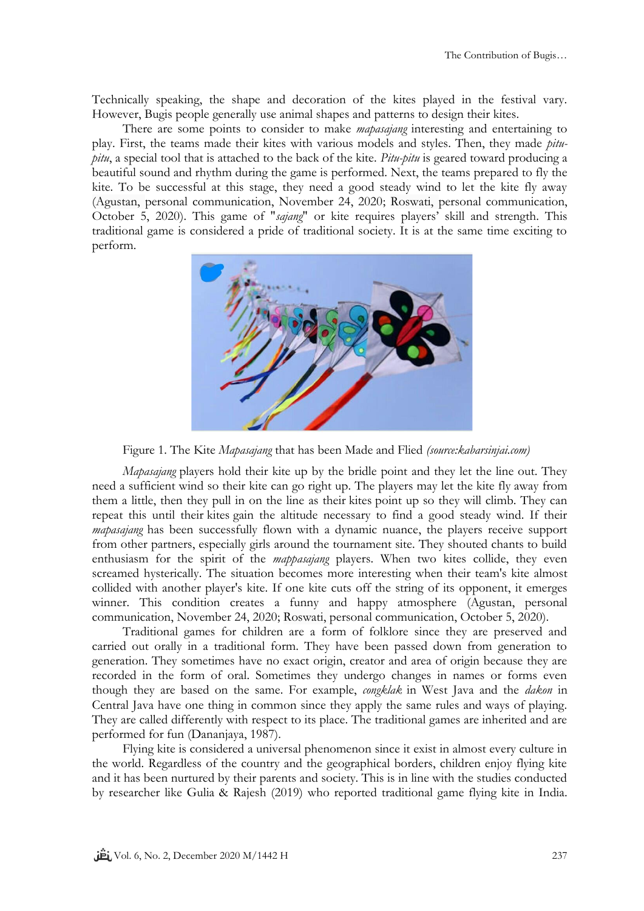Technically speaking, the shape and decoration of the kites played in the festival vary. However, Bugis people generally use animal shapes and patterns to design their kites.

There are some points to consider to make *mapasajang* interesting and entertaining to play. First, the teams made their kites with various models and styles. Then, they made *pitu-pitu*, a special tool that is attached to the back of the kite. *Pitu-pitu* is geared toward producing a beautiful sound and rhythm during the game is performed. Next, the teams prepared to fly the kite. To be successful at this stage, they need a good steady wind to let the kite fly away (Agustan, personal communication, November 24, 2020; Roswati, personal communication, October 5, 2020). This game of "*sajang*" or kite requires players' skill and strength. This traditional game is considered a pride of traditional society. It is at the same time exciting to perform.

Figure 1. The Kite *Mapasajang* that has been Made and Flied *(source:kabarsinjai.com)*

*Mapasajang* players hold their kite up by the bridle point and they let the line out. They need a sufficient wind so their kite can go right up. The players may let the kite fly away from them a little, then they pull in on the line as their kites point up so they will climb. They can repeat this until their kites gain the altitude necessary to find a good steady wind. If their *mapasajang* has been successfully flown with a dynamic nuance, the players receive support from other partners, especially girls around the tournament site. They shouted chants to build enthusiasm for the spirit of the *mappasajang* players. When two kites collide, they even screamed hysterically. The situation becomes more interesting when their team's kite almost collided with another player's kite. If one kite cuts off the string of its opponent, it emerges winner. This condition creates a funny and happy atmosphere (Agustan, personal communication, November 24, 2020; Roswati, personal communication, October 5, 2020).

Traditional games for children are a form of folklore since they are preserved and carried out orally in a traditional form. They have been passed down from generation to generation. They sometimes have no exact origin, creator and area of origin because they are recorded in the form of oral. Sometimes they undergo changes in names or forms even though they are based on the same. For example, *congklak* in West Java and the *dakon* in Central Java have one thing in common since they apply the same rules and ways of playing. They are called differently with respect to its place. The traditional games are inherited and are performed for fun (Dananjaya, 1987).

Flying kite is considered a universal phenomenon since it exist in almost every culture in the world. Regardless of the country and the geographical borders, children enjoy flying kite and it has been nurtured by their parents and society. This is in line with the studies conducted by researcher like Gulia & Rajesh (2019) who reported traditional game flying kite in India.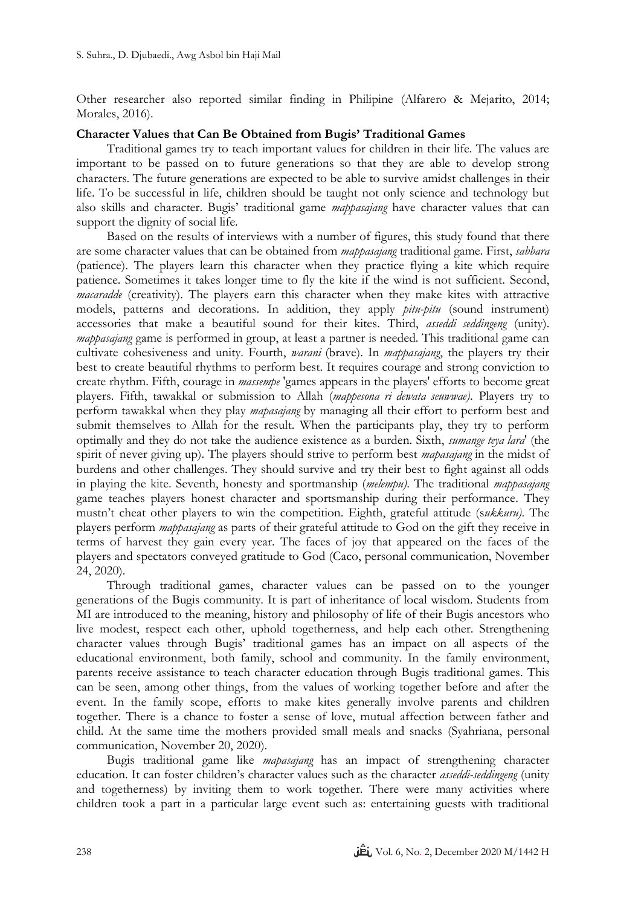Other researcher also reported similar finding in Philipine (Alfarero & Mejarito, 2014; Morales, 2016).

**Character Values that Can Be Obtained from Bugis' Traditional Games**

Traditional games try to teach important values for children in their life. The values are important to be passed on to future generations so that they are able to develop strong characters. The future generations are expected to be able to survive amidst challenges in their life. To be successful in life, children should be taught not only science and technology but also skills and character. Bugis' traditional game *mappasajang* have character values that can support the dignity of social life.

Based on the results of interviews with a number of figures, this study found that there are some character values that can be obtained from *mappasajang* traditional game. First, *sabbara* (patience). The players learn this character when they practice flying a kite which require patience. Sometimes it takes longer time to fly the kite if the wind is not sufficient. Second, *macaradde* (creativity). The players earn this character when they make kites with attractive models, patterns and decorations. In addition, they apply *pitu-pitu* (sound instrument) accessories that make a beautiful sound for their kites. Third, *asseddi seddingeng* (unity). *mappasajang* game is performed in group, at least a partner is needed. This traditional game can cultivate cohesiveness and unity. Fourth, *warani* (brave). In *mappasajang*, the players try their best to create beautiful rhythms to perform best. It requires courage and strong conviction to create rhythm. Fifth, courage in *massempe* 'games appears in the players' efforts to become great players. Fifth, tawakkal or submission to Allah (*mappesona ri dewata seuwwae)*. Players try to perform tawakkal when they play *mapasajang* by managing all their effort to perform best and submit themselves to Allah for the result. When the participants play, they try to perform optimally and they do not take the audience existence as a burden. Sixth, *sumange teya lara*' (the spirit of never giving up). The players should strive to perform best *mapasajang* in the midst of burdens and other challenges. They should survive and try their best to fight against all odds in playing the kite. Seventh, honesty and sportmanship (*melempu)*. The traditional *mappasajang* game teaches players honest character and sportsmanship during their performance. They mustn't cheat other players to win the competition. Eighth, grateful attitude (s*ukkuru)*. The players perform *mappasajang* as parts of their grateful attitude to God on the gift they receive in terms of harvest they gain every year. The faces of joy that appeared on the faces of the players and spectators conveyed gratitude to God (Caco, personal communication, November 24, 2020).

Through traditional games, character values can be passed on to the younger generations of the Bugis community. It is part of inheritance of local wisdom. Students from MI are introduced to the meaning, history and philosophy of life of their Bugis ancestors who live modest, respect each other, uphold togetherness, and help each other. Strengthening character values through Bugis' traditional games has an impact on all aspects of the educational environment, both family, school and community. In the family environment, parents receive assistance to teach character education through Bugis traditional games. This can be seen, among other things, from the values of working together before and after the event. In the family scope, efforts to make kites generally involve parents and children together. There is a chance to foster a sense of love, mutual affection between father and child. At the same time the mothers provided small meals and snacks (Syahriana, personal communication, November 20, 2020).

Bugis traditional game like *mapasajang* has an impact of strengthening character education. It can foster children's character values such as the character *asseddi-seddingeng* (unity and togetherness) by inviting them to work together. There were many activities where children took a part in a particular large event such as: entertaining guests with traditional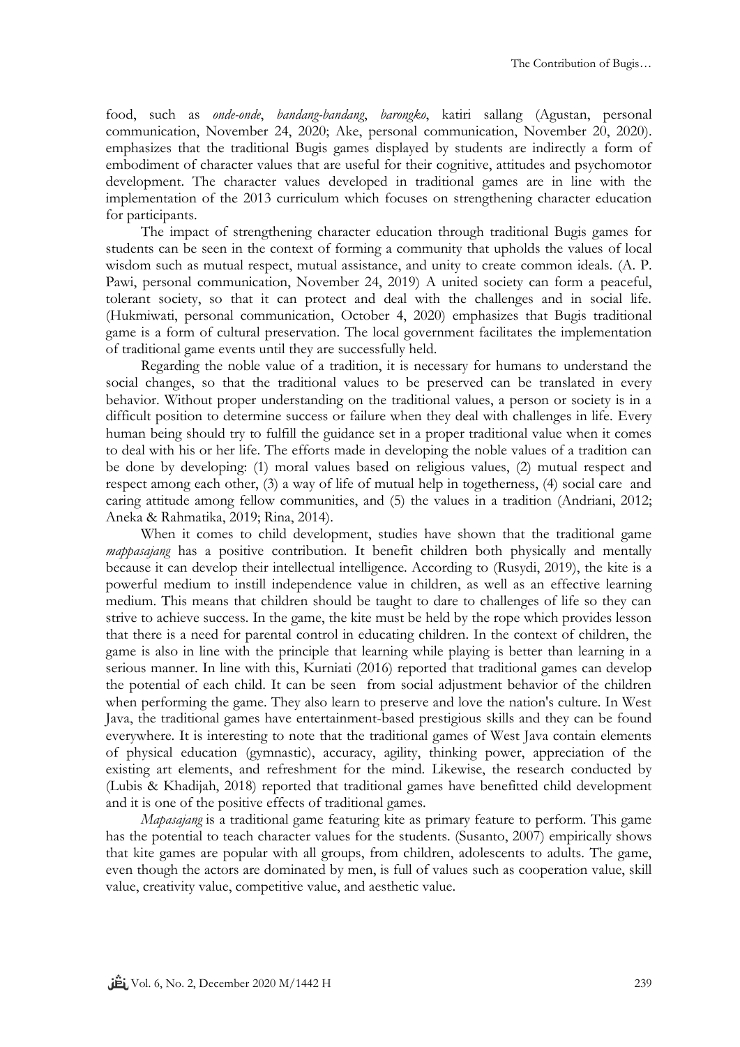food, such as *onde-onde*, *bandang-bandang*, *barongko*, katiri sallang (Agustan, personal communication, November 24, 2020; Ake, personal communication, November 20, 2020). emphasizes that the traditional Bugis games displayed by students are indirectly a form of embodiment of character values that are useful for their cognitive, attitudes and psychomotor development. The character values developed in traditional games are in line with the implementation of the 2013 curriculum which focuses on strengthening character education for participants.

The impact of strengthening character education through traditional Bugis games for students can be seen in the context of forming a community that upholds the values of local wisdom such as mutual respect, mutual assistance, and unity to create common ideals. (A. P. Pawi, personal communication, November 24, 2019) A united society can form a peaceful, tolerant society, so that it can protect and deal with the challenges and in social life. (Hukmiwati, personal communication, October 4, 2020) emphasizes that Bugis traditional game is a form of cultural preservation. The local government facilitates the implementation of traditional game events until they are successfully held.

Regarding the noble value of a tradition, it is necessary for humans to understand the social changes, so that the traditional values to be preserved can be translated in every behavior. Without proper understanding on the traditional values, a person or society is in a difficult position to determine success or failure when they deal with challenges in life. Every human being should try to fulfill the guidance set in a proper traditional value when it comes to deal with his or her life. The efforts made in developing the noble values of a tradition can be done by developing: (1) moral values based on religious values, (2) mutual respect and respect among each other, (3) a way of life of mutual help in togetherness, (4) social care and caring attitude among fellow communities, and (5) the values in a tradition (Andriani, 2012; Aneka & Rahmatika, 2019; Rina, 2014).

When it comes to child development, studies have shown that the traditional game *mappasajang* has a positive contribution. It benefit children both physically and mentally because it can develop their intellectual intelligence. According to (Rusydi, 2019), the kite is a powerful medium to instill independence value in children, as well as an effective learning medium. This means that children should be taught to dare to challenges of life so they can strive to achieve success. In the game, the kite must be held by the rope which provides lesson that there is a need for parental control in educating children. In the context of children, the game is also in line with the principle that learning while playing is better than learning in a serious manner. In line with this, Kurniati (2016) reported that traditional games can develop the potential of each child. It can be seen from social adjustment behavior of the children when performing the game. They also learn to preserve and love the nation's culture. In West Java, the traditional games have entertainment-based prestigious skills and they can be found everywhere. It is interesting to note that the traditional games of West Java contain elements of physical education (gymnastic), accuracy, agility, thinking power, appreciation of the existing art elements, and refreshment for the mind. Likewise, the research conducted by (Lubis & Khadijah, 2018) reported that traditional games have benefitted child development and it is one of the positive effects of traditional games.

*Mapasajang* is a traditional game featuring kite as primary feature to perform. This game has the potential to teach character values for the students. (Susanto, 2007) empirically shows that kite games are popular with all groups, from children, adolescents to adults. The game, even though the actors are dominated by men, is full of values such as cooperation value, skill value, creativity value, competitive value, and aesthetic value.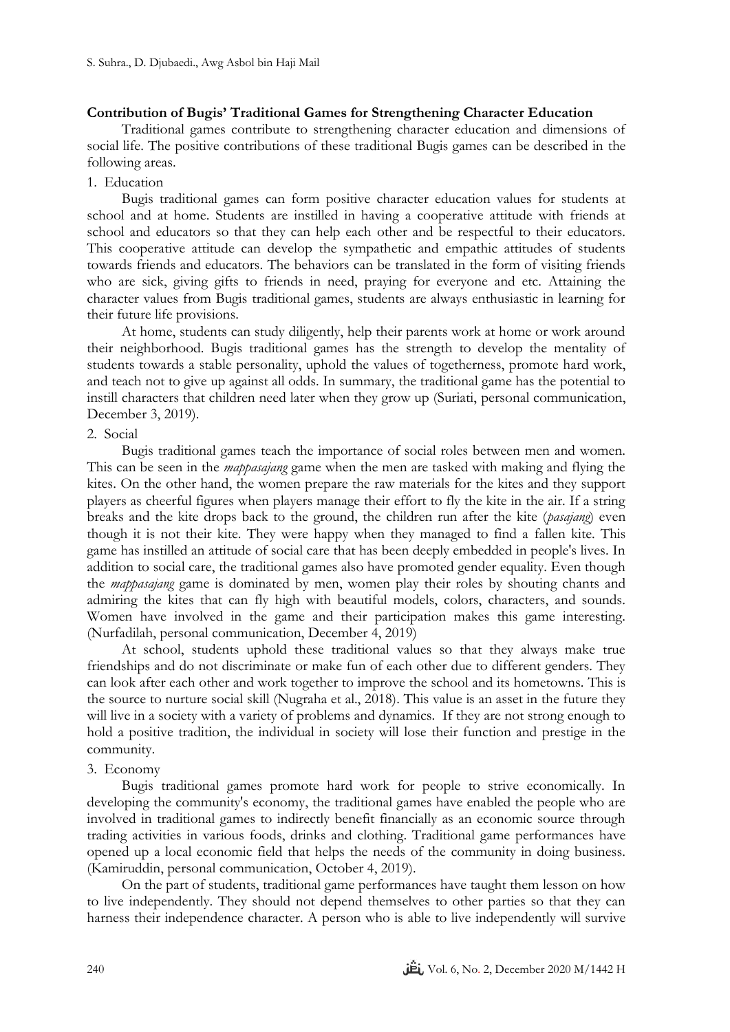**Contribution of Bugis' Traditional Games for Strengthening Character Education**

Traditional games contribute to strengthening character education and dimensions of social life. The positive contributions of these traditional Bugis games can be described in the following areas.

1. Education

Bugis traditional games can form positive character education values for students at school and at home. Students are instilled in having a cooperative attitude with friends at school and educators so that they can help each other and be respectful to their educators. This cooperative attitude can develop the sympathetic and empathic attitudes of students towards friends and educators. The behaviors can be translated in the form of visiting friends who are sick, giving gifts to friends in need, praying for everyone and etc. Attaining the character values from Bugis traditional games, students are always enthusiastic in learning for their future life provisions.

At home, students can study diligently, help their parents work at home or work around their neighborhood. Bugis traditional games has the strength to develop the mentality of students towards a stable personality, uphold the values of togetherness, promote hard work, and teach not to give up against all odds. In summary, the traditional game has the potential to instill characters that children need later when they grow up (Suriati, personal communication, December 3, 2019).

2. Social

Bugis traditional games teach the importance of social roles between men and women. This can be seen in the *mappasajang* game when the men are tasked with making and flying the kites. On the other hand, the women prepare the raw materials for the kites and they support players as cheerful figures when players manage their effort to fly the kite in the air. If a string breaks and the kite drops back to the ground, the children run after the kite (*pasajang*) even though it is not their kite. They were happy when they managed to find a fallen kite. This game has instilled an attitude of social care that has been deeply embedded in people's lives. In addition to social care, the traditional games also have promoted gender equality. Even though the *mappasajang* game is dominated by men, women play their roles by shouting chants and admiring the kites that can fly high with beautiful models, colors, characters, and sounds. Women have involved in the game and their participation makes this game interesting. (Nurfadilah, personal communication, December 4, 2019)

At school, students uphold these traditional values so that they always make true friendships and do not discriminate or make fun of each other due to different genders. They can look after each other and work together to improve the school and its hometowns. This is the source to nurture social skill (Nugraha et al., 2018). This value is an asset in the future they will live in a society with a variety of problems and dynamics. If they are not strong enough to hold a positive tradition, the individual in society will lose their function and prestige in the community.

3. Economy

Bugis traditional games promote hard work for people to strive economically. In developing the community's economy, the traditional games have enabled the people who are involved in traditional games to indirectly benefit financially as an economic source through trading activities in various foods, drinks and clothing. Traditional game performances have opened up a local economic field that helps the needs of the community in doing business. (Kamiruddin, personal communication, October 4, 2019).

On the part of students, traditional game performances have taught them lesson on how to live independently. They should not depend themselves to other parties so that they can harness their independence character. A person who is able to live independently will survive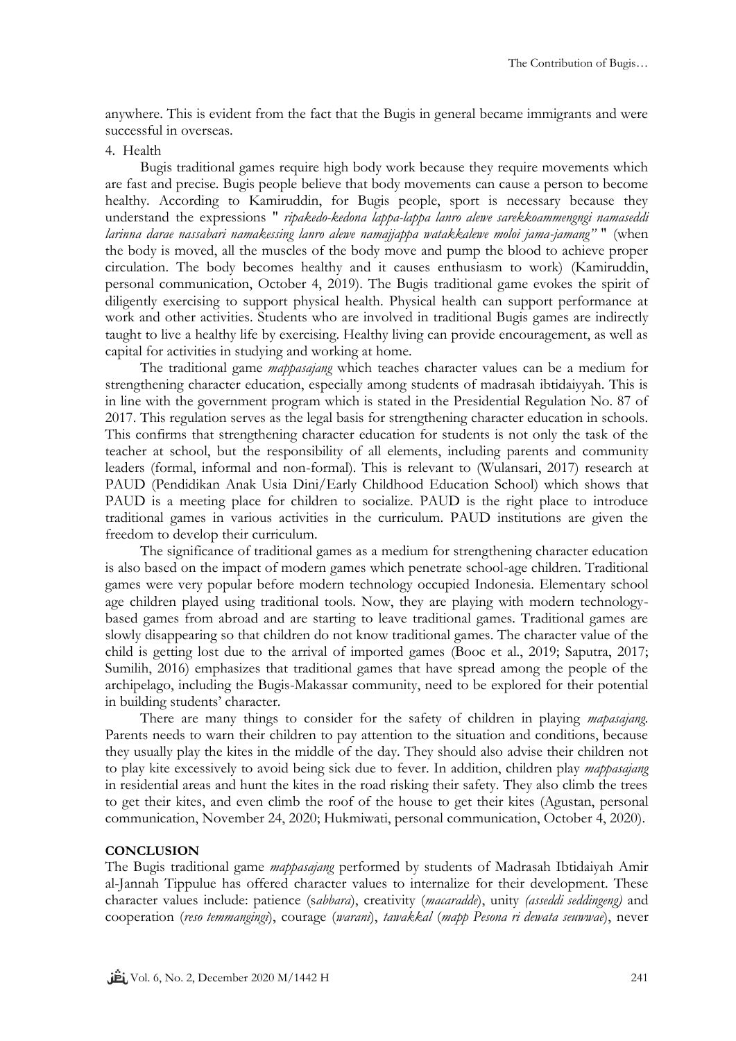anywhere. This is evident from the fact that the Bugis in general became immigrants and were successful in overseas.

4. Health

Bugis traditional games require high body work because they require movements which are fast and precise. Bugis people believe that body movements can cause a person to become healthy. According to Kamiruddin, for Bugis people, sport is necessary because they understand the expressions " *ripakedo-kedona lappa-lappa lanro alewe sarekkoammengngi namaseddi larinna darae nassabari namakessing lanro alewe namajjappa watakkalewe moloi jama-jamang"* " (when the body is moved, all the muscles of the body move and pump the blood to achieve proper circulation. The body becomes healthy and it causes enthusiasm to work) (Kamiruddin, personal communication, October 4, 2019). The Bugis traditional game evokes the spirit of diligently exercising to support physical health. Physical health can support performance at work and other activities. Students who are involved in traditional Bugis games are indirectly taught to live a healthy life by exercising. Healthy living can provide encouragement, as well as capital for activities in studying and working at home.

The traditional game *mappasajang* which teaches character values can be a medium for strengthening character education, especially among students of madrasah ibtidaiyyah. This is in line with the government program which is stated in the Presidential Regulation No. 87 of 2017. This regulation serves as the legal basis for strengthening character education in schools. This confirms that strengthening character education for students is not only the task of the teacher at school, but the responsibility of all elements, including parents and community leaders (formal, informal and non-formal). This is relevant to (Wulansari, 2017) research at PAUD (Pendidikan Anak Usia Dini/Early Childhood Education School) which shows that PAUD is a meeting place for children to socialize. PAUD is the right place to introduce traditional games in various activities in the curriculum. PAUD institutions are given the freedom to develop their curriculum.

The significance of traditional games as a medium for strengthening character education is also based on the impact of modern games which penetrate school-age children. Traditional games were very popular before modern technology occupied Indonesia. Elementary school age children played using traditional tools. Now, they are playing with modern technology-based games from abroad and are starting to leave traditional games. Traditional games are slowly disappearing so that children do not know traditional games. The character value of the child is getting lost due to the arrival of imported games (Booc et al., 2019; Saputra, 2017; Sumilih, 2016) emphasizes that traditional games that have spread among the people of the archipelago, including the Bugis-Makassar community, need to be explored for their potential in building students' character.

There are many things to consider for the safety of children in playing *mapasajang.* Parents needs to warn their children to pay attention to the situation and conditions, because they usually play the kites in the middle of the day. They should also advise their children not to play kite excessively to avoid being sick due to fever. In addition, children play *mappasajang* in residential areas and hunt the kites in the road risking their safety. They also climb the trees to get their kites, and even climb the roof of the house to get their kites (Agustan, personal communication, November 24, 2020; Hukmiwati, personal communication, October 4, 2020).

## CONCLUSION

The Bugis traditional game *mappasajang* performed by students of Madrasah Ibtidaiyah Amir al-Jannah Tippulue has offered character values to internalize for their development. These character values include: patience (s*abbara*), creativity (*macaradde*), unity *(asseddi seddingeng)* and cooperation (*reso temmangingi*), courage (*warani*), *tawakkal* (*mapp Pesona ri dewata seuwwae*), never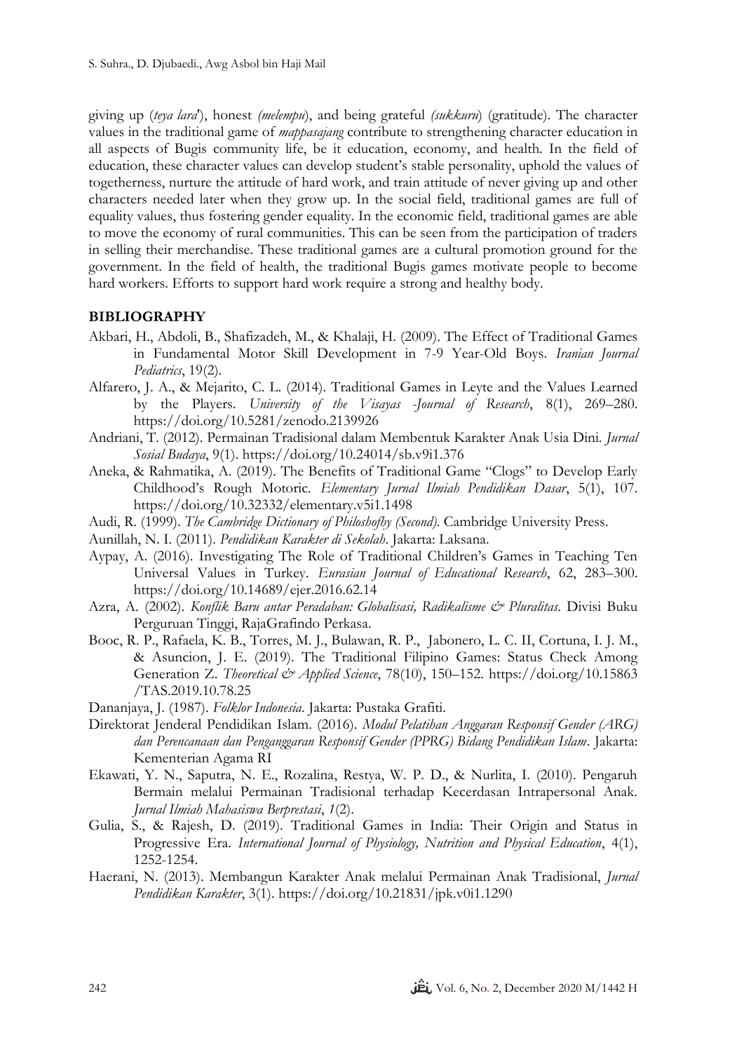giving up (*teya lara*'), honest *(melempu*), and being grateful *(sukkuru*) (gratitude). The character values in the traditional game of *mappasajang* contribute to strengthening character education in all aspects of Bugis community life, be it education, economy, and health. In the field of education, these character values can develop student's stable personality, uphold the values of togetherness, nurture the attitude of hard work, and train attitude of never giving up and other characters needed later when they grow up. In the social field, traditional games are full of equality values, thus fostering gender equality. In the economic field, traditional games are able to move the economy of rural communities. This can be seen from the participation of traders in selling their merchandise. These traditional games are a cultural promotion ground for the government. In the field of health, the traditional Bugis games motivate people to become hard workers. Efforts to support hard work require a strong and healthy body.

## BIBLIOGRAPHY

Akbari, H., Abdoli, B., Shafizadeh, M., & Khalaji, H. (2009). The Effect of Traditional Games in Fundamental Motor Skill Development in 7-9 Year-Old Boys. *Iranian Journal Pediatrics*, 19(2).

Alfarero, J. A., & Mejarito, C. L. (2014). Traditional Games in Leyte and the Values Learned by the Players. *University of the Visayas -Journal of Research*, 8(1), 269–280. https://doi.org/10.5281/zenodo.2139926

Andriani, T. (2012). Permainan Tradisional dalam Membentuk Karakter Anak Usia Dini. *Jurnal Sosial Budaya*, 9(1). https://doi.org/10.24014/sb.v9i1.376

Aneka, & Rahmatika, A. (2019). The Benefits of Traditional Game "Clogs" to Develop Early Childhood's Rough Motoric. *Elementary Jurnal Ilmiah Pendidikan Dasar*, 5(1), 107. https://doi.org/10.32332/elementary.v5i1.1498

Audi, R. (1999). *The Cambridge Dictionary of Philoshofhy (Second)*. Cambridge University Press.

Aunillah, N. I. (2011). *Pendidikan Karakter di Sekolah*. Jakarta: Laksana.

Aypay, A. (2016). Investigating The Role of Traditional Children's Games in Teaching Ten Universal Values in Turkey. *Eurasian Journal of Educational Research*, 62, 283–300. https://doi.org/10.14689/ejer.2016.62.14

Azra, A. (2002). *Konflik Baru antar Peradaban: Globalisasi, Radikalisme & Pluralitas*. Divisi Buku Perguruan Tinggi, RajaGrafindo Perkasa.

Booc, R. P., Rafaela, K. B., Torres, M. J., Bulawan, R. P., Jabonero, L. C. II, Cortuna, I. J. M., & Asuncion, J. E. (2019). The Traditional Filipino Games: Status Check Among Generation Z. *Theoretical & Applied Science*, 78(10), 150–152. https://doi.org/10.15863 /TAS.2019.10.78.25

Dananjaya, J. (1987). *Folklor Indonesia*. Jakarta: Pustaka Grafiti.

Direktorat Jenderal Pendidikan Islam. (2016). *Modul Pelatihan Anggaran Responsif Gender (ARG) dan Perencanaan dan Penganggaran Responsif Gender (PPRG) Bidang Pendidikan Islam*. Jakarta: Kementerian Agama RI

Ekawati, Y. N., Saputra, N. E., Rozalina, Restya, W. P. D., & Nurlita, I. (2010). Pengaruh Bermain melalui Permainan Tradisional terhadap Kecerdasan Intrapersonal Anak. *Jurnal Ilmiah Mahasiswa Berprestasi*, *1*(2).

Gulia, S., & Rajesh, D. (2019). Traditional Games in India: Their Origin and Status in Progressive Era. *International Journal of Physiology, Nutrition and Physical Education*, 4(1), 1252-1254.

Haerani, N. (2013). Membangun Karakter Anak melalui Permainan Anak Tradisional, *Jurnal Pendidikan Karakter*, 3(1). https://doi.org/10.21831/jpk.v0i1.1290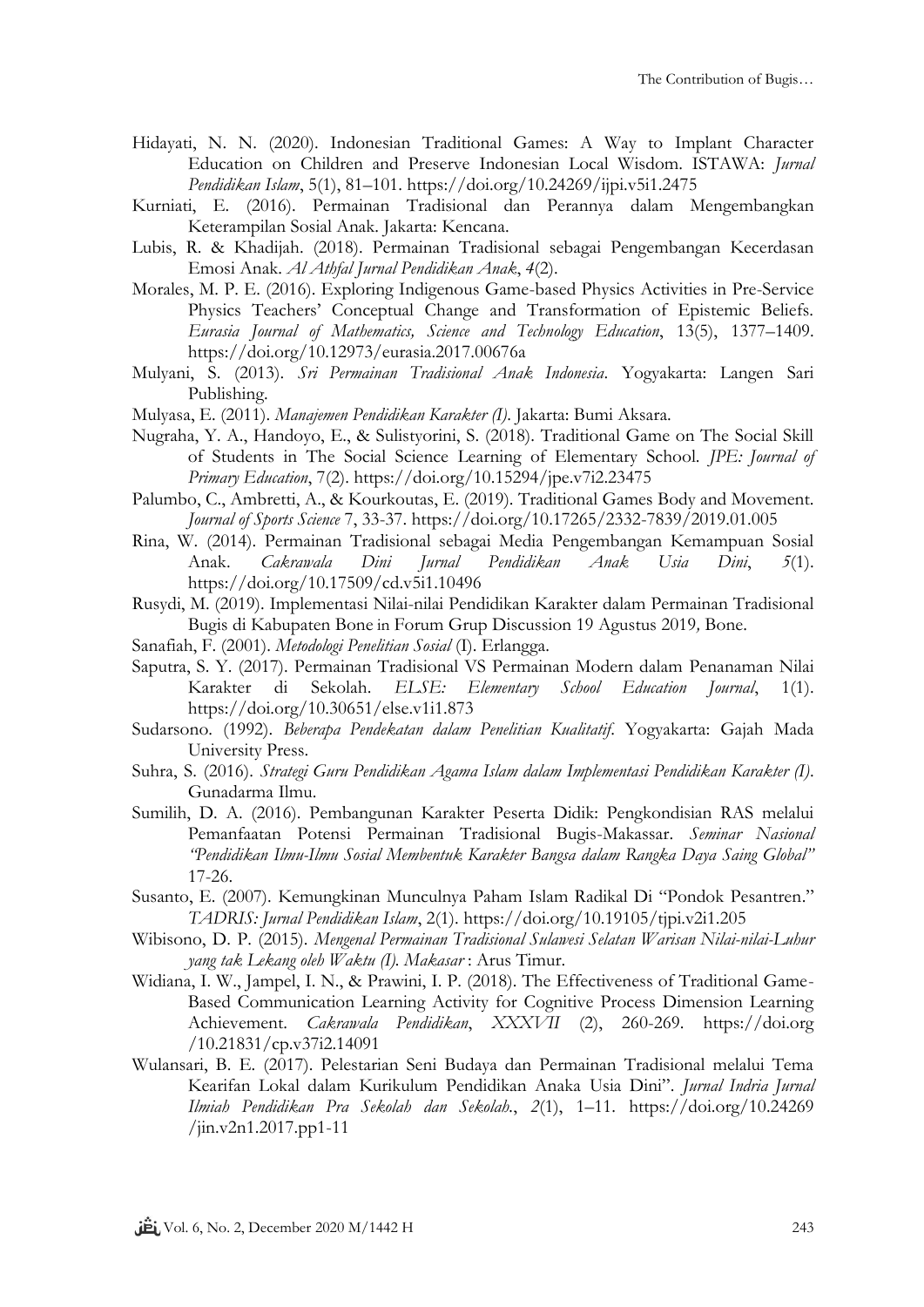Hidayati, N. N. (2020). Indonesian Traditional Games: A Way to Implant Character Education on Children and Preserve Indonesian Local Wisdom. ISTAWA: *Jurnal Pendidikan Islam*, 5(1), 81–101. https://doi.org/10.24269/ijpi.v5i1.2475

Kurniati, E. (2016). Permainan Tradisional dan Perannya dalam Mengembangkan Keterampilan Sosial Anak. Jakarta: Kencana.

Lubis, R. & Khadijah. (2018). Permainan Tradisional sebagai Pengembangan Kecerdasan Emosi Anak. *Al Athfal Jurnal Pendidikan Anak*, *4*(2).

Morales, M. P. E. (2016). Exploring Indigenous Game-based Physics Activities in Pre-Service Physics Teachers' Conceptual Change and Transformation of Epistemic Beliefs. *Eurasia Journal of Mathematics, Science and Technology Education*, 13(5), 1377–1409. https://doi.org/10.12973/eurasia.2017.00676a

Mulyani, S. (2013). *Sri Permainan Tradisional Anak Indonesia*. Yogyakarta: Langen Sari Publishing.

Mulyasa, E. (2011). *Manajemen Pendidikan Karakter (I)*. Jakarta: Bumi Aksara.

Nugraha, Y. A., Handoyo, E., & Sulistyorini, S. (2018). Traditional Game on The Social Skill of Students in The Social Science Learning of Elementary School. *JPE: Journal of Primary Education*, 7(2). https://doi.org/10.15294/jpe.v7i2.23475

Palumbo, C., Ambretti, A., & Kourkoutas, E. (2019). Traditional Games Body and Movement. *Journal of Sports Science* 7, 33-37. https://doi.org/10.17265/2332-7839/2019.01.005

Rina, W. (2014). Permainan Tradisional sebagai Media Pengembangan Kemampuan Sosial Anak. *Cakrawala Dini Jurnal Pendidikan Anak Usia Dini*, *5*(1). https://doi.org/10.17509/cd.v5i1.10496

Rusydi, M. (2019). Implementasi Nilai-nilai Pendidikan Karakter dalam Permainan Tradisional Bugis di Kabupaten Bone in Forum Grup Discussion 19 Agustus 2019*,* Bone.

Sanafiah, F. (2001). *Metodologi Penelitian Sosial* (I). Erlangga.

Saputra, S. Y. (2017). Permainan Tradisional VS Permainan Modern dalam Penanaman Nilai Karakter di Sekolah. *ELSE: Elementary School Education Journal*, 1(1). https://doi.org/10.30651/else.v1i1.873

Sudarsono. (1992). *Beberapa Pendekatan dalam Penelitian Kualitatif*. Yogyakarta: Gajah Mada University Press.

Suhra, S. (2016). *Strategi Guru Pendidikan Agama Islam dalam Implementasi Pendidikan Karakter (I)*. Gunadarma Ilmu.

Sumilih, D. A. (2016). Pembangunan Karakter Peserta Didik: Pengkondisian RAS melalui Pemanfaatan Potensi Permainan Tradisional Bugis-Makassar. *Seminar Nasional "Pendidikan Ilmu-Ilmu Sosial Membentuk Karakter Bangsa dalam Rangka Daya Saing Global"* 17-26.

Susanto, E. (2007). Kemungkinan Munculnya Paham Islam Radikal Di "Pondok Pesantren." *TADRIS: Jurnal Pendidikan Islam*, 2(1). https://doi.org/10.19105/tjpi.v2i1.205

Wibisono, D. P. (2015). *Mengenal Permainan Tradisional Sulawesi Selatan Warisan Nilai-nilai-Luhur yang tak Lekang oleh Waktu (I). Makasar* : Arus Timur.

Widiana, I. W., Jampel, I. N., & Prawini, I. P. (2018). The Effectiveness of Traditional Game-Based Communication Learning Activity for Cognitive Process Dimension Learning Achievement. *Cakrawala Pendidikan*, *XXXVII* (2), 260-269. https://doi.org/10.21831/cp.v37i2.14091

Wulansari, B. E. (2017). Pelestarian Seni Budaya dan Permainan Tradisional melalui Tema Kearifan Lokal dalam Kurikulum Pendidikan Anaka Usia Dini". *Jurnal Indria Jurnal Ilmiah Pendidikan Pra Sekolah dan Sekolah.*, *2*(1), 1–11. https://doi.org/10.24269/jin.v2n1.2017.pp1-11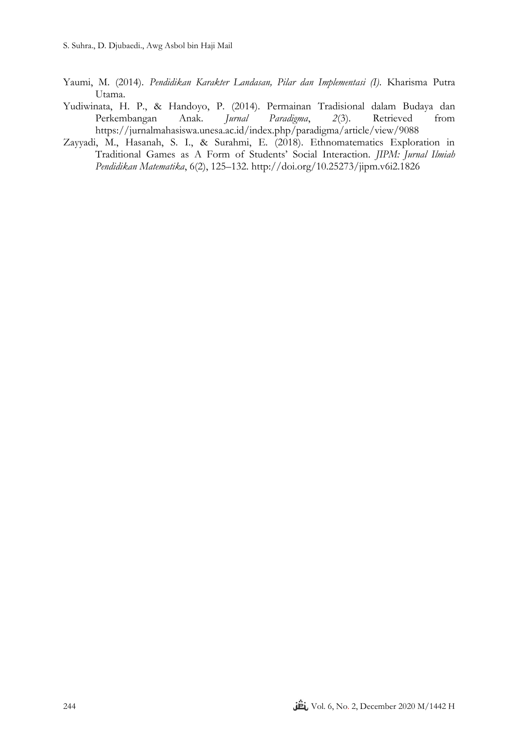Yaumi, M. (2014). *Pendidikan Karakter Landasan, Pilar dan Implementasi (I)*. Kharisma Putra Utama.

Yudiwinata, H. P., & Handoyo, P. (2014). Permainan Tradisional dalam Budaya dan Perkembangan Anak. *Jurnal Paradigma*, *2*(3). Retrieved from https://jurnalmahasiswa.unesa.ac.id/index.php/paradigma/article/view/9088

Zayyadi, M., Hasanah, S. I., & Surahmi, E. (2018). Ethnomatematics Exploration in Traditional Games as A Form of Students' Social Interaction. *JIPM: Jurnal Ilmiah Pendidikan Matematika*, 6(2), 125–132. http://doi.org/10.25273/jipm.v6i2.1826